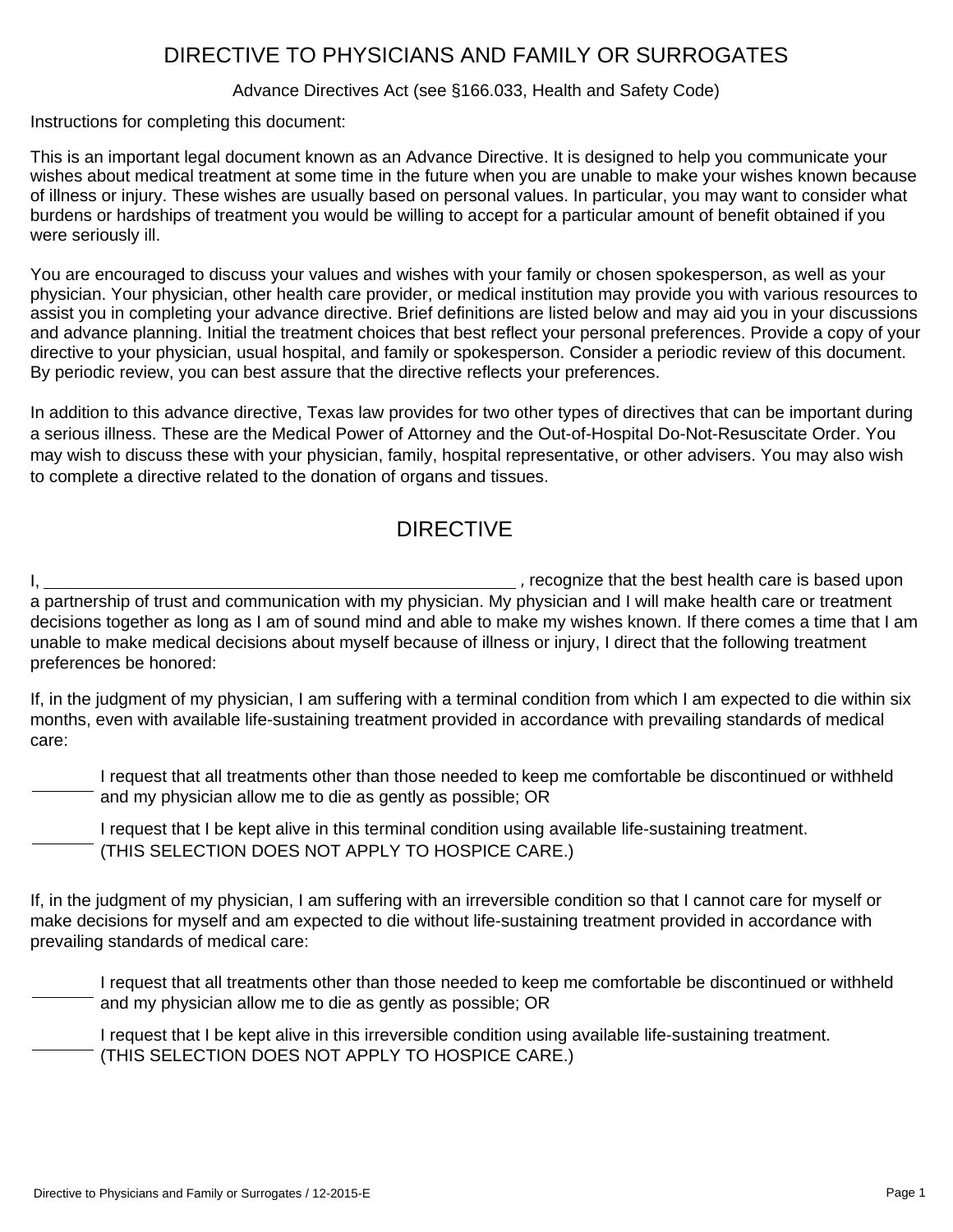# DIRECTIVE TO PHYSICIANS AND FAMILY OR SURROGATES

Advance Directives Act (see §166.033, Health and Safety Code)

Instructions for completing this document:

This is an important legal document known as an Advance Directive. It is designed to help you communicate your wishes about medical treatment at some time in the future when you are unable to make your wishes known because of illness or injury. These wishes are usually based on personal values. In particular, you may want to consider what burdens or hardships of treatment you would be willing to accept for a particular amount of benefit obtained if you were seriously ill.

You are encouraged to discuss your values and wishes with your family or chosen spokesperson, as well as your physician. Your physician, other health care provider, or medical institution may provide you with various resources to assist you in completing your advance directive. Brief definitions are listed below and may aid you in your discussions and advance planning. Initial the treatment choices that best reflect your personal preferences. Provide a copy of your directive to your physician, usual hospital, and family or spokesperson. Consider a periodic review of this document. By periodic review, you can best assure that the directive reflects your preferences.

In addition to this advance directive, Texas law provides for two other types of directives that can be important during a serious illness. These are the Medical Power of Attorney and the Out-of-Hospital Do-Not-Resuscitate Order. You may wish to discuss these with your physician, family, hospital representative, or other advisers. You may also wish to complete a directive related to the donation of organs and tissues.

## DIRECTIVE

I, ______________________________________________ , recognize that the best health care is based upon a partnership of trust and communication with my physician. My physician and I will make health care or treatment decisions together as long as I am of sound mind and able to make my wishes known. If there comes a time that I am unable to make medical decisions about myself because of illness or injury, I direct that the following treatment preferences be honored:

If, in the judgment of my physician, I am suffering with a terminal condition from which I am expected to die within six months, even with available life-sustaining treatment provided in accordance with prevailing standards of medical care:

_______ I request that all treatments other than those needed to keep me comfortable be discontinued or withheld and my physician allow me to die as gently as possible; OR

_______ I request that I be kept alive in this terminal condition using available life-sustaining treatment. (THIS SELECTION DOES NOT APPLY TO HOSPICE CARE.)

If, in the judgment of my physician, I am suffering with an irreversible condition so that I cannot care for myself or make decisions for myself and am expected to die without life-sustaining treatment provided in accordance with prevailing standards of medical care:

_______ I request that all treatments other than those needed to keep me comfortable be discontinued or withheld and my physician allow me to die as gently as possible; OR

_______ I request that I be kept alive in this irreversible condition using available life-sustaining treatment. (THIS SELECTION DOES NOT APPLY TO HOSPICE CARE.)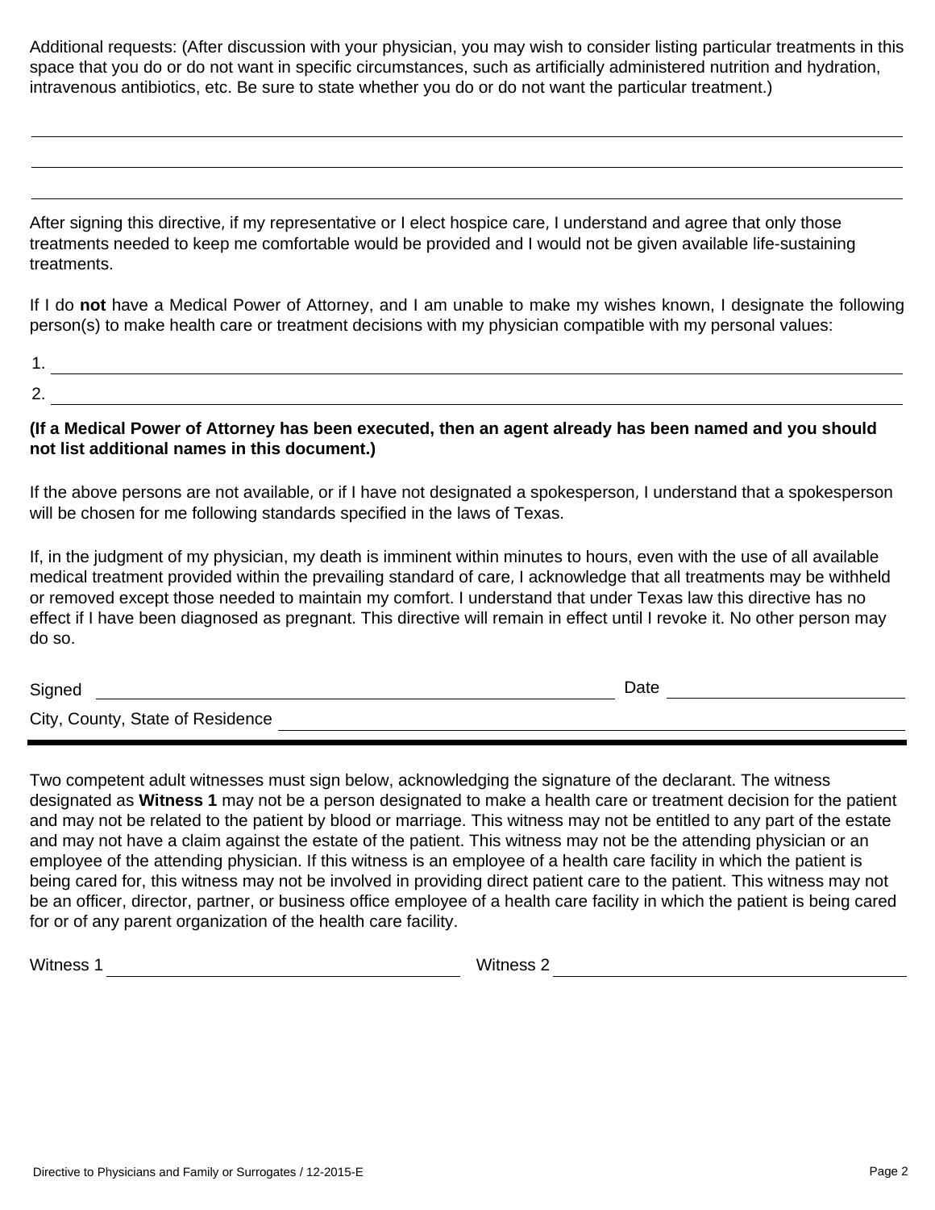Additional requests: (After discussion with your physician, you may wish to consider listing particular treatments in this space that you do or do not want in specific circumstances, such as artificially administered nutrition and hydration, intravenous antibiotics, etc. Be sure to state whether you do or do not want the particular treatment.)

\_\_\_\_\_\_\_\_\_\_\_\_\_\_\_\_\_\_\_\_\_\_\_\_\_\_\_\_\_\_\_\_\_\_\_\_\_\_\_\_\_\_\_\_\_\_\_\_\_\_\_\_\_\_\_\_\_\_\_\_\_\_\_\_\_\_\_\_\_\_\_\_

\_\_\_\_\_\_\_\_\_\_\_\_\_\_\_\_\_\_\_\_\_\_\_\_\_\_\_\_\_\_\_\_\_\_\_\_\_\_\_\_\_\_\_\_\_\_\_\_\_\_\_\_\_\_\_\_\_\_\_\_\_\_\_\_\_\_\_\_\_\_\_\_

\_\_\_\_\_\_\_\_\_\_\_\_\_\_\_\_\_\_\_\_\_\_\_\_\_\_\_\_\_\_\_\_\_\_\_\_\_\_\_\_\_\_\_\_\_\_\_\_\_\_\_\_\_\_\_\_\_\_\_\_\_\_\_\_\_\_\_\_\_\_\_\_

After signing this directive, if my representative or I elect hospice care, I understand and agree that only those treatments needed to keep me comfortable would be provided and I would not be given available life-sustaining treatments.

If I do **not** have a Medical Power of Attorney, and I am unable to make my wishes known, I designate the following person(s) to make health care or treatment decisions with my physician compatible with my personal values:

1. \_\_\_\_\_\_\_\_\_\_\_\_\_\_\_\_\_\_\_\_\_\_\_\_\_\_\_\_\_\_\_\_\_\_\_\_\_\_\_\_\_\_\_\_\_\_\_\_\_\_\_\_\_\_\_\_\_\_\_\_\_\_\_\_\_\_\_\_
2. \_\_\_\_\_\_\_\_\_\_\_\_\_\_\_\_\_\_\_\_\_\_\_\_\_\_\_\_\_\_\_\_\_\_\_\_\_\_\_\_\_\_\_\_\_\_\_\_\_\_\_\_\_\_\_\_\_\_\_\_\_\_\_\_\_\_\_\_

**(If a Medical Power of Attorney has been executed, then an agent already has been named and you should not list additional names in this document.)**

If the above persons are not available, or if I have not designated a spokesperson, I understand that a spokesperson will be chosen for me following standards specified in the laws of Texas.

If, in the judgment of my physician, my death is imminent within minutes to hours, even with the use of all available medical treatment provided within the prevailing standard of care, I acknowledge that all treatments may be withheld or removed except those needed to maintain my comfort. I understand that under Texas law this directive has no effect if I have been diagnosed as pregnant. This directive will remain in effect until I revoke it. No other person may do so.

Signed \_\_\_\_\_\_\_\_\_\_\_\_\_\_\_\_\_\_\_\_\_\_\_\_\_\_\_\_\_\_\_\_\_\_\_\_\_\_\_\_ Date \_\_\_\_\_\_\_\_\_\_\_\_\_\_\_\_\_\_\_\_

City, County, State of Residence \_\_\_\_\_\_\_\_\_\_\_\_\_\_\_\_\_\_\_\_\_\_\_\_\_\_\_\_\_\_\_\_\_\_\_\_\_\_\_\_\_\_\_\_\_\_

---

Two competent adult witnesses must sign below, acknowledging the signature of the declarant. The witness designated as **Witness 1** may not be a person designated to make a health care or treatment decision for the patient and may not be related to the patient by blood or marriage. This witness may not be entitled to any part of the estate and may not have a claim against the estate of the patient. This witness may not be the attending physician or an employee of the attending physician. If this witness is an employee of a health care facility in which the patient is being cared for, this witness may not be involved in providing direct patient care to the patient. This witness may not be an officer, director, partner, or business office employee of a health care facility in which the patient is being cared for or of any parent organization of the health care facility.

Witness 1 \_\_\_\_\_\_\_\_\_\_\_\_\_\_\_\_\_\_\_\_\_\_\_\_\_\_\_\_\_\_ Witness 2 \_\_\_\_\_\_\_\_\_\_\_\_\_\_\_\_\_\_\_\_\_\_\_\_\_\_\_\_\_\_

Directive to Physicians and Family or Surrogates / 12-2015-E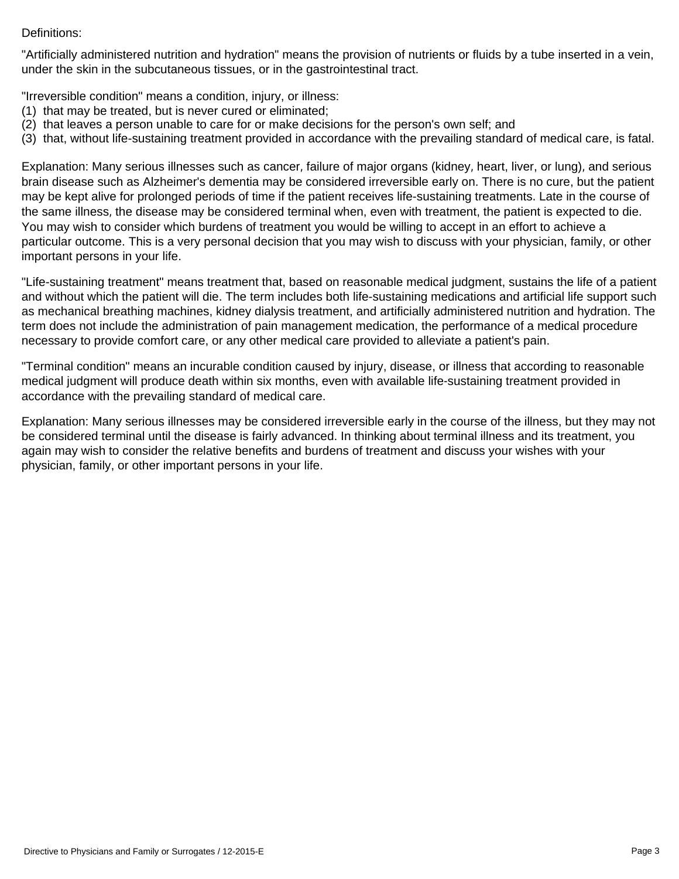Definitions:

"Artificially administered nutrition and hydration" means the provision of nutrients or fluids by a tube inserted in a vein, under the skin in the subcutaneous tissues, or in the gastrointestinal tract.

"Irreversible condition" means a condition, injury, or illness:
(1) that may be treated, but is never cured or eliminated;
(2) that leaves a person unable to care for or make decisions for the person's own self; and
(3) that, without life-sustaining treatment provided in accordance with the prevailing standard of medical care, is fatal.

Explanation: Many serious illnesses such as cancer, failure of major organs (kidney, heart, liver, or lung), and serious brain disease such as Alzheimer's dementia may be considered irreversible early on. There is no cure, but the patient may be kept alive for prolonged periods of time if the patient receives life-sustaining treatments. Late in the course of the same illness, the disease may be considered terminal when, even with treatment, the patient is expected to die. You may wish to consider which burdens of treatment you would be willing to accept in an effort to achieve a particular outcome. This is a very personal decision that you may wish to discuss with your physician, family, or other important persons in your life.

"Life-sustaining treatment" means treatment that, based on reasonable medical judgment, sustains the life of a patient and without which the patient will die. The term includes both life-sustaining medications and artificial life support such as mechanical breathing machines, kidney dialysis treatment, and artificially administered nutrition and hydration. The term does not include the administration of pain management medication, the performance of a medical procedure necessary to provide comfort care, or any other medical care provided to alleviate a patient's pain.

"Terminal condition" means an incurable condition caused by injury, disease, or illness that according to reasonable medical judgment will produce death within six months, even with available life-sustaining treatment provided in accordance with the prevailing standard of medical care.

Explanation: Many serious illnesses may be considered irreversible early in the course of the illness, but they may not be considered terminal until the disease is fairly advanced. In thinking about terminal illness and its treatment, you again may wish to consider the relative benefits and burdens of treatment and discuss your wishes with your physician, family, or other important persons in your life.